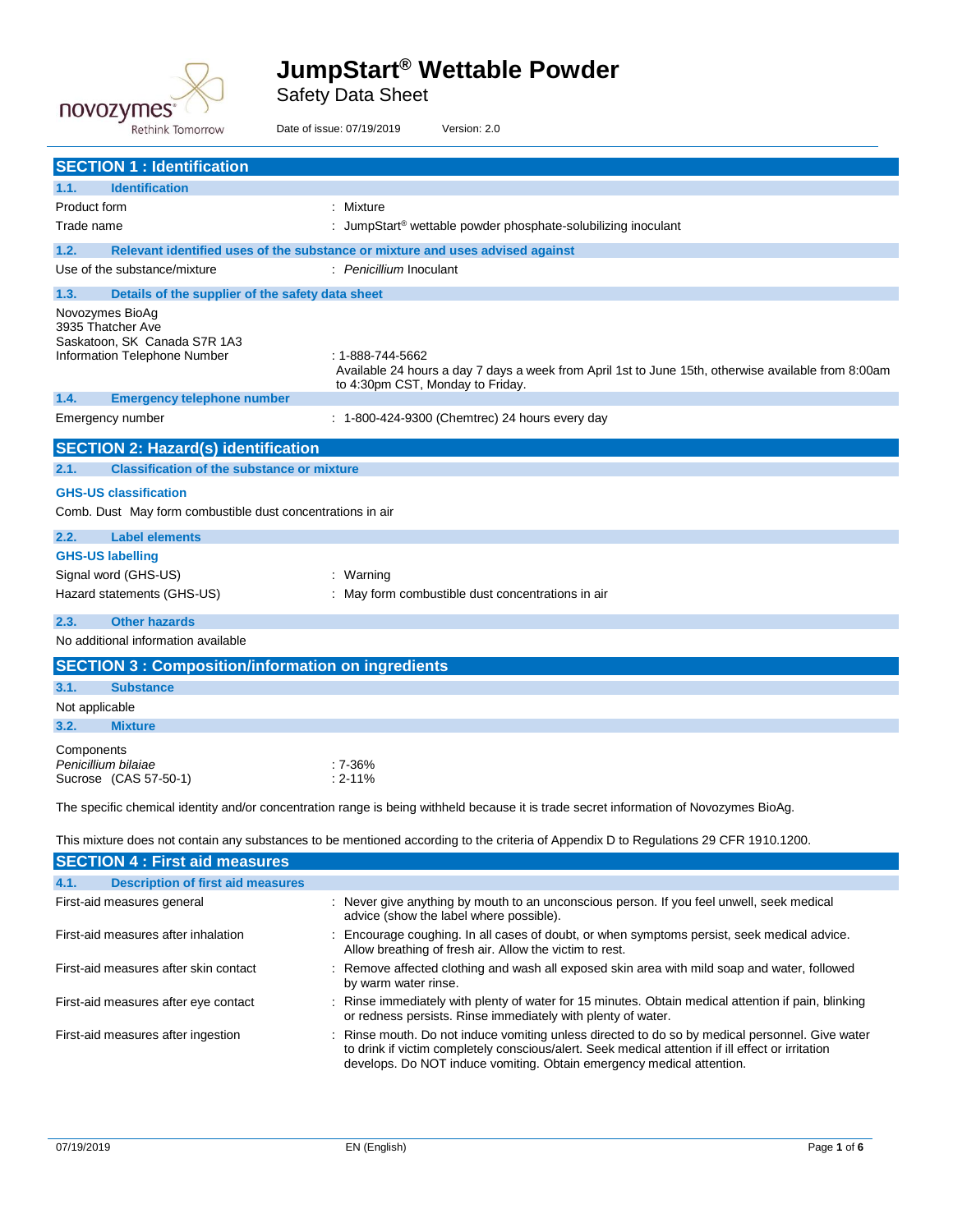# JumpStart® Wettable Powder

Safety Data Sheet

Date of issue: 07/19/2019 Version: 2.0

## SECTION 1 : Identification

### 1.1. Identification

Product form : Mixture

Trade name : JumpStart® wettable powder phosphate-solubilizing inoculant

### 1.2. Relevant identified uses of the substance or mixture and uses advised against

Use of the substance/mixture : *Penicillium* Inoculant

### 1.3. Details of the supplier of the safety data sheet

Novozymes BioAg
3935 Thatcher Ave
Saskatoon, SK Canada S7R 1A3

Information Telephone Number : 1-888-744-5662
Available 24 hours a day 7 days a week from April 1st to June 15th, otherwise available from 8:00am to 4:30pm CST, Monday to Friday.

### 1.4. Emergency telephone number

Emergency number : 1-800-424-9300 (Chemtrec) 24 hours every day

## SECTION 2: Hazard(s) identification

### 2.1. Classification of the substance or mixture

**GHS-US classification**

Comb. Dust May form combustible dust concentrations in air

### 2.2. Label elements

**GHS-US labelling**

Signal word (GHS-US) : Warning

Hazard statements (GHS-US) : May form combustible dust concentrations in air

### 2.3. Other hazards

No additional information available

## SECTION 3 : Composition/information on ingredients

### 3.1. Substance

Not applicable

### 3.2. Mixture

Components

*Penicillium bilaiae* : 7-36%
Sucrose (CAS 57-50-1) : 2-11%

The specific chemical identity and/or concentration range is being withheld because it is trade secret information of Novozymes BioAg.

This mixture does not contain any substances to be mentioned according to the criteria of Appendix D to Regulations 29 CFR 1910.1200.

## SECTION 4 : First aid measures

### 4.1. Description of first aid measures

First-aid measures general : Never give anything by mouth to an unconscious person. If you feel unwell, seek medical advice (show the label where possible).

First-aid measures after inhalation : Encourage coughing. In all cases of doubt, or when symptoms persist, seek medical advice. Allow breathing of fresh air. Allow the victim to rest.

First-aid measures after skin contact : Remove affected clothing and wash all exposed skin area with mild soap and water, followed by warm water rinse.

First-aid measures after eye contact : Rinse immediately with plenty of water for 15 minutes. Obtain medical attention if pain, blinking or redness persists. Rinse immediately with plenty of water.

First-aid measures after ingestion : Rinse mouth. Do not induce vomiting unless directed to do so by medical personnel. Give water to drink if victim completely conscious/alert. Seek medical attention if ill effect or irritation develops. Do NOT induce vomiting. Obtain emergency medical attention.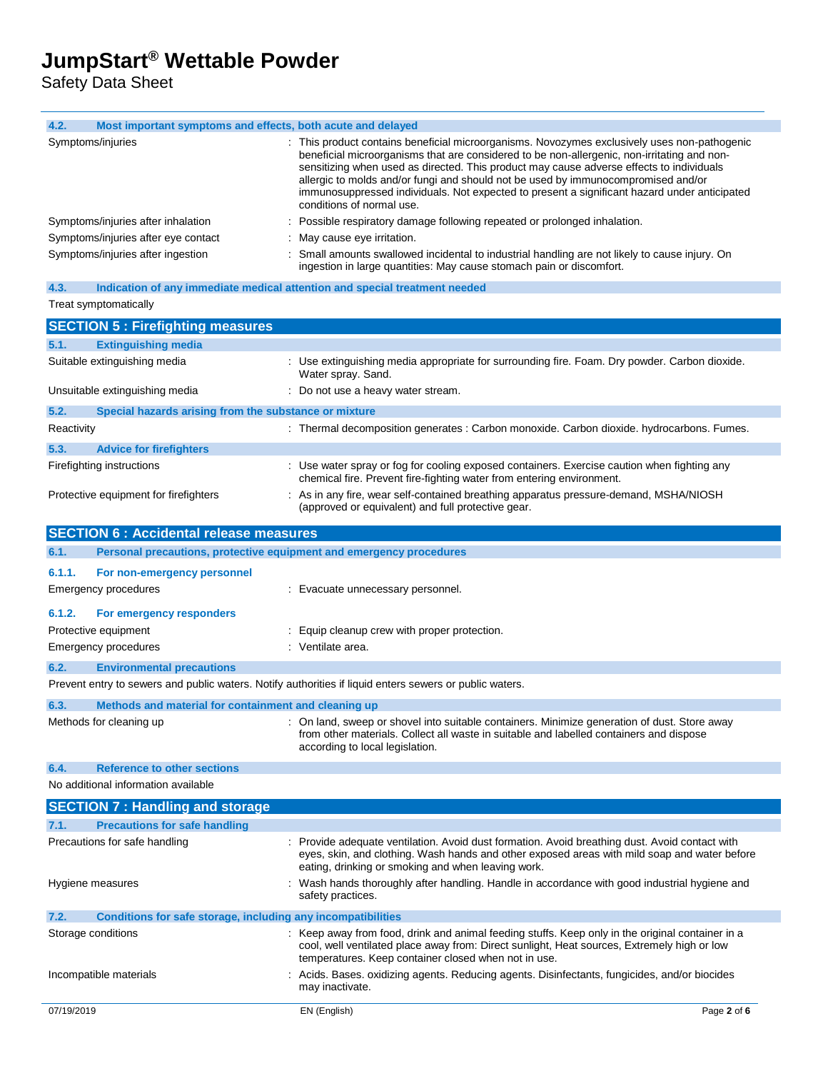### 4.2. Most important symptoms and effects, both acute and delayed

| | |
|---|---|
| Symptoms/injuries | : This product contains beneficial microorganisms. Novozymes exclusively uses non-pathogenic beneficial microorganisms that are considered to be non-allergenic, non-irritating and non-sensitizing when used as directed. This product may cause adverse effects to individuals allergic to molds and/or fungi and should not be used by immunocompromised and/or immunosuppressed individuals. Not expected to present a significant hazard under anticipated conditions of normal use. |
| Symptoms/injuries after inhalation | : Possible respiratory damage following repeated or prolonged inhalation. |
| Symptoms/injuries after eye contact | : May cause eye irritation. |
| Symptoms/injuries after ingestion | : Small amounts swallowed incidental to industrial handling are not likely to cause injury. On ingestion in large quantities: May cause stomach pain or discomfort. |

### 4.3. Indication of any immediate medical attention and special treatment needed

Treat symptomatically

## SECTION 5 : Firefighting measures

### 5.1. Extinguishing media

| | |
|---|---|
| Suitable extinguishing media | : Use extinguishing media appropriate for surrounding fire. Foam. Dry powder. Carbon dioxide. Water spray. Sand. |
| Unsuitable extinguishing media | : Do not use a heavy water stream. |

### 5.2. Special hazards arising from the substance or mixture

| | |
|---|---|
| Reactivity | : Thermal decomposition generates : Carbon monoxide. Carbon dioxide. hydrocarbons. Fumes. |

### 5.3. Advice for firefighters

| | |
|---|---|
| Firefighting instructions | : Use water spray or fog for cooling exposed containers. Exercise caution when fighting any chemical fire. Prevent fire-fighting water from entering environment. |
| Protective equipment for firefighters | : As in any fire, wear self-contained breathing apparatus pressure-demand, MSHA/NIOSH (approved or equivalent) and full protective gear. |

## SECTION 6 : Accidental release measures

### 6.1. Personal precautions, protective equipment and emergency procedures

#### 6.1.1. For non-emergency personnel

| | |
|---|---|
| Emergency procedures | : Evacuate unnecessary personnel. |

#### 6.1.2. For emergency responders

| | |
|---|---|
| Protective equipment | : Equip cleanup crew with proper protection. |
| Emergency procedures | : Ventilate area. |

### 6.2. Environmental precautions

Prevent entry to sewers and public waters. Notify authorities if liquid enters sewers or public waters.

### 6.3. Methods and material for containment and cleaning up

| | |
|---|---|
| Methods for cleaning up | : On land, sweep or shovel into suitable containers. Minimize generation of dust. Store away from other materials. Collect all waste in suitable and labelled containers and dispose according to local legislation. |

### 6.4. Reference to other sections

No additional information available

## SECTION 7 : Handling and storage

### 7.1. Precautions for safe handling

| | |
|---|---|
| Precautions for safe handling | : Provide adequate ventilation. Avoid dust formation. Avoid breathing dust. Avoid contact with eyes, skin, and clothing. Wash hands and other exposed areas with mild soap and water before eating, drinking or smoking and when leaving work. |
| Hygiene measures | : Wash hands thoroughly after handling. Handle in accordance with good industrial hygiene and safety practices. |

### 7.2. Conditions for safe storage, including any incompatibilities

| | |
|---|---|
| Storage conditions | : Keep away from food, drink and animal feeding stuffs. Keep only in the original container in a cool, well ventilated place away from: Direct sunlight, Heat sources, Extremely high or low temperatures. Keep container closed when not in use. |
| Incompatible materials | : Acids. Bases. oxidizing agents. Reducing agents. Disinfectants, fungicides, and/or biocides may inactivate. |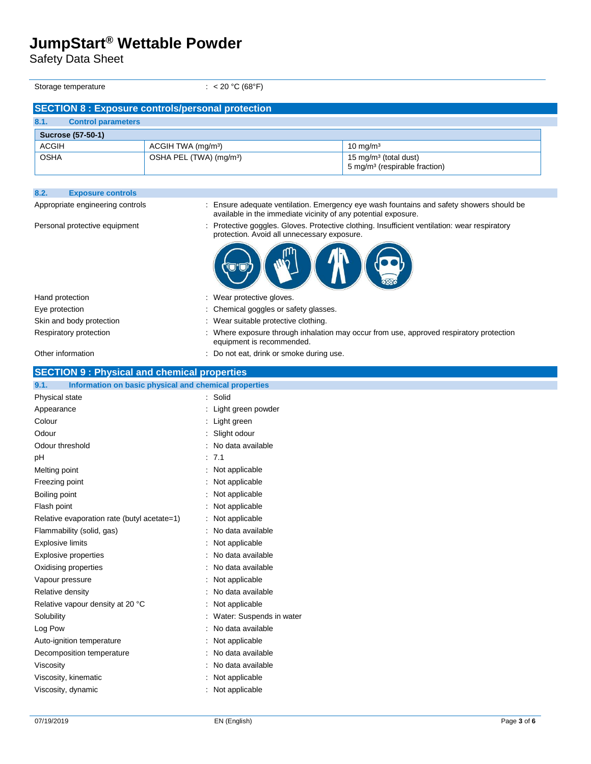| Storage temperature | : < 20 °C (68°F) |
|---|---|

## SECTION 8 : Exposure controls/personal protection

### 8.1. Control parameters

| Sucrose (57-50-1) | | |
|---|---|---|
| ACGIH | ACGIH TWA (mg/m³) | 10 mg/m³ |
| OSHA | OSHA PEL (TWA) (mg/m³) | 15 mg/m³ (total dust)<br>5 mg/m³ (respirable fraction) |

### 8.2. Exposure controls

| | |
|---|---|
| Appropriate engineering controls | : Ensure adequate ventilation. Emergency eye wash fountains and safety showers should be available in the immediate vicinity of any potential exposure. |
| Personal protective equipment | : Protective goggles. Gloves. Protective clothing. Insufficient ventilation: wear respiratory protection. Avoid all unnecessary exposure. |
| Hand protection | : Wear protective gloves. |
| Eye protection | : Chemical goggles or safety glasses. |
| Skin and body protection | : Wear suitable protective clothing. |
| Respiratory protection | : Where exposure through inhalation may occur from use, approved respiratory protection equipment is recommended. |
| Other information | : Do not eat, drink or smoke during use. |

## SECTION 9 : Physical and chemical properties

### 9.1. Information on basic physical and chemical properties

| | |
|---|---|
| Physical state | : Solid |
| Appearance | : Light green powder |
| Colour | : Light green |
| Odour | : Slight odour |
| Odour threshold | : No data available |
| pH | : 7.1 |
| Melting point | : Not applicable |
| Freezing point | : Not applicable |
| Boiling point | : Not applicable |
| Flash point | : Not applicable |
| Relative evaporation rate (butyl acetate=1) | : Not applicable |
| Flammability (solid, gas) | : No data available |
| Explosive limits | : Not applicable |
| Explosive properties | : No data available |
| Oxidising properties | : No data available |
| Vapour pressure | : Not applicable |
| Relative density | : No data available |
| Relative vapour density at 20 °C | : Not applicable |
| Solubility | : Water: Suspends in water |
| Log Pow | : No data available |
| Auto-ignition temperature | : Not applicable |
| Decomposition temperature | : No data available |
| Viscosity | : No data available |
| Viscosity, kinematic | : Not applicable |
| Viscosity, dynamic | : Not applicable |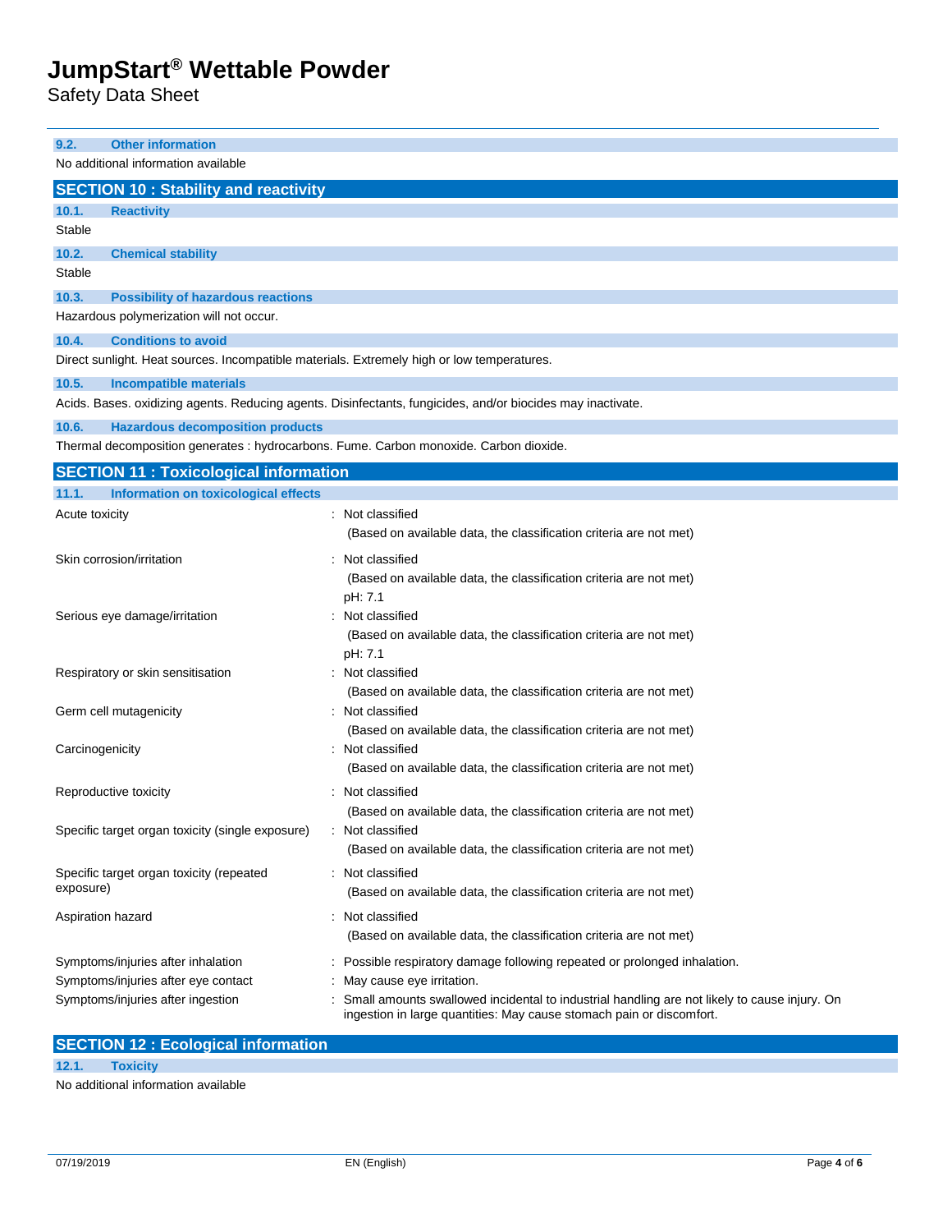### 9.2. Other information

No additional information available

## SECTION 10 : Stability and reactivity

### 10.1. Reactivity

Stable

### 10.2. Chemical stability

Stable

### 10.3. Possibility of hazardous reactions

Hazardous polymerization will not occur.

### 10.4. Conditions to avoid

Direct sunlight. Heat sources. Incompatible materials. Extremely high or low temperatures.

### 10.5. Incompatible materials

Acids. Bases. oxidizing agents. Reducing agents. Disinfectants, fungicides, and/or biocides may inactivate.

### 10.6. Hazardous decomposition products

Thermal decomposition generates : hydrocarbons. Fume. Carbon monoxide. Carbon dioxide.

## SECTION 11 : Toxicological information

### 11.1. Information on toxicological effects

| | |
|---|---|
| Acute toxicity | : Not classified<br>(Based on available data, the classification criteria are not met) |
| Skin corrosion/irritation | : Not classified<br>(Based on available data, the classification criteria are not met)<br>pH: 7.1 |
| Serious eye damage/irritation | : Not classified<br>(Based on available data, the classification criteria are not met)<br>pH: 7.1 |
| Respiratory or skin sensitisation | : Not classified<br>(Based on available data, the classification criteria are not met) |
| Germ cell mutagenicity | : Not classified<br>(Based on available data, the classification criteria are not met) |
| Carcinogenicity | : Not classified<br>(Based on available data, the classification criteria are not met) |
| Reproductive toxicity | : Not classified<br>(Based on available data, the classification criteria are not met) |
| Specific target organ toxicity (single exposure) | : Not classified<br>(Based on available data, the classification criteria are not met) |
| Specific target organ toxicity (repeated exposure) | : Not classified<br>(Based on available data, the classification criteria are not met) |
| Aspiration hazard | : Not classified<br>(Based on available data, the classification criteria are not met) |
| Symptoms/injuries after inhalation | : Possible respiratory damage following repeated or prolonged inhalation. |
| Symptoms/injuries after eye contact | : May cause eye irritation. |
| Symptoms/injuries after ingestion | : Small amounts swallowed incidental to industrial handling are not likely to cause injury. On ingestion in large quantities: May cause stomach pain or discomfort. |

## SECTION 12 : Ecological information

### 12.1. Toxicity

No additional information available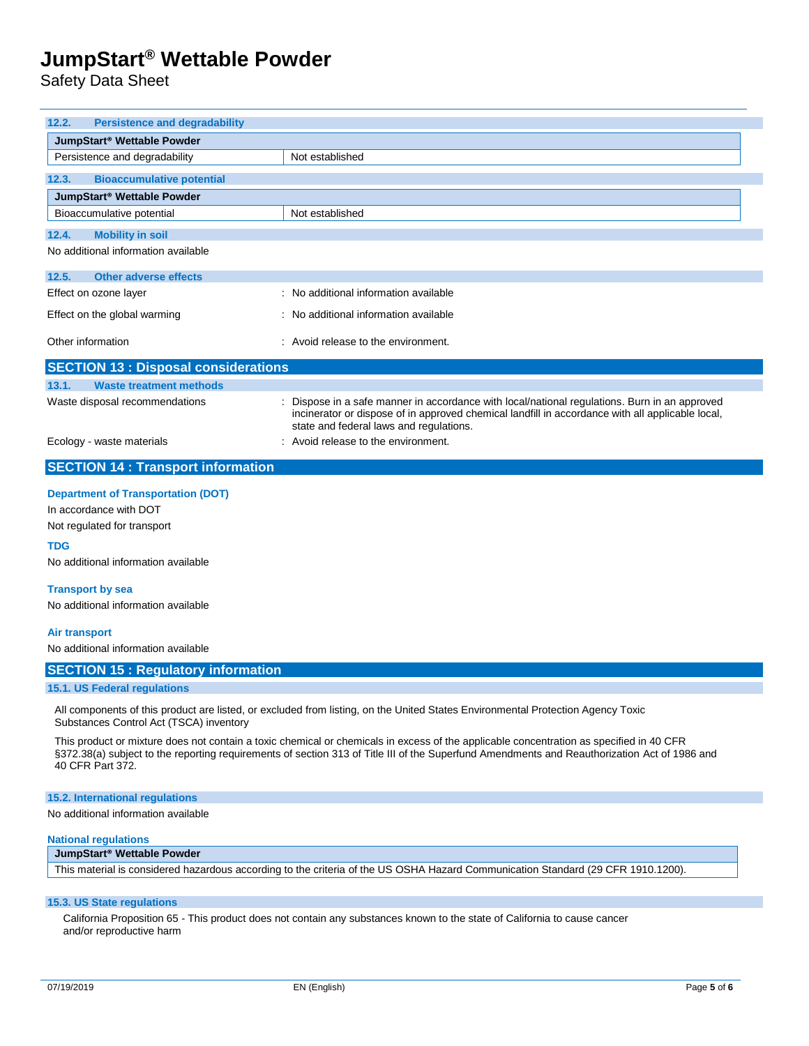### 12.2. Persistence and degradability

| JumpStart® Wettable Powder | |
|---|---|
| Persistence and degradability | Not established |

### 12.3. Bioaccumulative potential

| JumpStart® Wettable Powder | |
|---|---|
| Bioaccumulative potential | Not established |

### 12.4. Mobility in soil

No additional information available

### 12.5. Other adverse effects

Effect on ozone layer : No additional information available

Effect on the global warming : No additional information available

Other information : Avoid release to the environment.

## SECTION 13 : Disposal considerations

### 13.1. Waste treatment methods

Waste disposal recommendations : Dispose in a safe manner in accordance with local/national regulations. Burn in an approved incinerator or dispose of in approved chemical landfill in accordance with all applicable local, state and federal laws and regulations.

Ecology - waste materials : Avoid release to the environment.

## SECTION 14 : Transport information

**Department of Transportation (DOT)**

In accordance with DOT

Not regulated for transport

**TDG**

No additional information available

**Transport by sea**

No additional information available

**Air transport**

No additional information available

## SECTION 15 : Regulatory information

### 15.1. US Federal regulations

All components of this product are listed, or excluded from listing, on the United States Environmental Protection Agency Toxic Substances Control Act (TSCA) inventory

This product or mixture does not contain a toxic chemical or chemicals in excess of the applicable concentration as specified in 40 CFR §372.38(a) subject to the reporting requirements of section 313 of Title III of the Superfund Amendments and Reauthorization Act of 1986 and 40 CFR Part 372.

### 15.2. International regulations

No additional information available

**National regulations**

| JumpStart® Wettable Powder |
|---|
| This material is considered hazardous according to the criteria of the US OSHA Hazard Communication Standard (29 CFR 1910.1200). |

### 15.3. US State regulations

California Proposition 65 - This product does not contain any substances known to the state of California to cause cancer and/or reproductive harm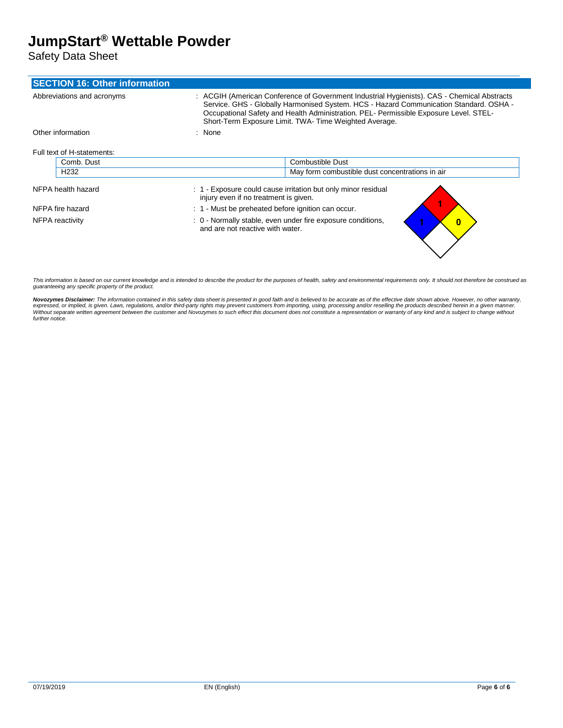## SECTION 16: Other information

Abbreviations and acronyms : ACGIH (American Conference of Government Industrial Hygienists). CAS - Chemical Abstracts Service. GHS - Globally Harmonised System. HCS - Hazard Communication Standard. OSHA - Occupational Safety and Health Administration. PEL- Permissible Exposure Level. STEL- Short-Term Exposure Limit. TWA- Time Weighted Average.

Other information : None

Full text of H-statements:

| | |
|---|---|
| Comb. Dust | Combustible Dust |
| H232 | May form combustible dust concentrations in air |

NFPA health hazard : 1 - Exposure could cause irritation but only minor residual injury even if no treatment is given.

NFPA fire hazard : 1 - Must be preheated before ignition can occur.

NFPA reactivity : 0 - Normally stable, even under fire exposure conditions, and are not reactive with water.

1
1
0

*This information is based on our current knowledge and is intended to describe the product for the purposes of health, safety and environmental requirements only. It should not therefore be construed as guaranteeing any specific property of the product.*

***Novozymes Disclaimer:*** *The information contained in this safety data sheet is presented in good faith and is believed to be accurate as of the effective date shown above. However, no other warranty, expressed, or implied, is given. Laws, regulations, and/or third-party rights may prevent customers from importing, using, processing and/or reselling the products described herein in a given manner. Without separate written agreement between the customer and Novozymes to such effect this document does not constitute a representation or warranty of any kind and is subject to change without further notice.*